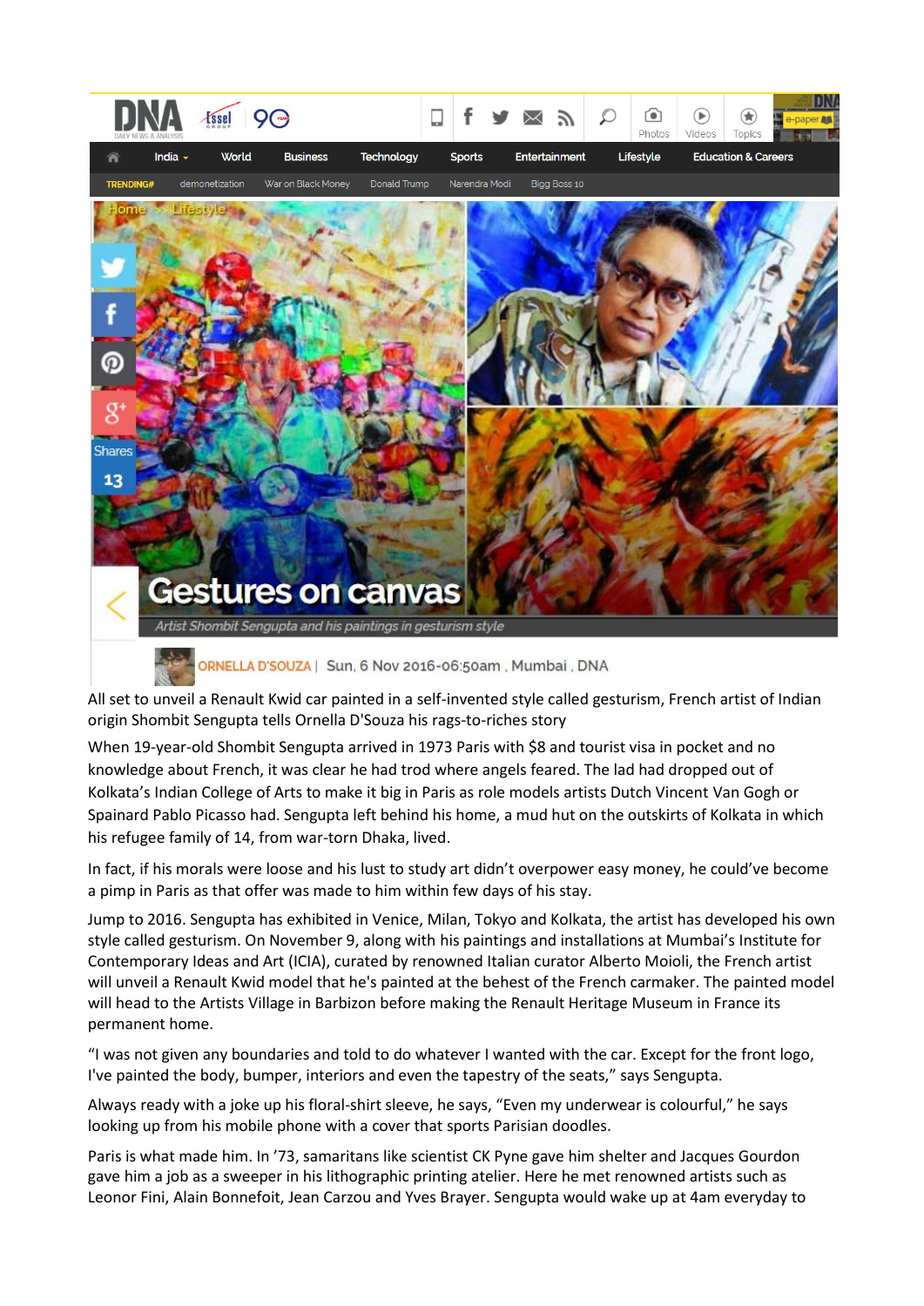# Gestures on canvas

*Artist Shombit Sengupta and his paintings in gesturism style*

ORNELLA D'SOUZA | Sun, 6 Nov 2016-06:50am , Mumbai , DNA

All set to unveil a Renault Kwid car painted in a self-invented style called gesturism, French artist of Indian origin Shombit Sengupta tells Ornella D'Souza his rags-to-riches story

When 19-year-old Shombit Sengupta arrived in 1973 Paris with $8 and tourist visa in pocket and no knowledge about French, it was clear he had trod where angels feared. The lad had dropped out of Kolkata's Indian College of Arts to make it big in Paris as role models artists Dutch Vincent Van Gogh or Spainard Pablo Picasso had. Sengupta left behind his home, a mud hut on the outskirts of Kolkata in which his refugee family of 14, from war-torn Dhaka, lived.

In fact, if his morals were loose and his lust to study art didn't overpower easy money, he could've become a pimp in Paris as that offer was made to him within few days of his stay.

Jump to 2016. Sengupta has exhibited in Venice, Milan, Tokyo and Kolkata, the artist has developed his own style called gesturism. On November 9, along with his paintings and installations at Mumbai's Institute for Contemporary Ideas and Art (ICIA), curated by renowned Italian curator Alberto Moioli, the French artist will unveil a Renault Kwid model that he's painted at the behest of the French carmaker. The painted model will head to the Artists Village in Barbizon before making the Renault Heritage Museum in France its permanent home.

"I was not given any boundaries and told to do whatever I wanted with the car. Except for the front logo, I've painted the body, bumper, interiors and even the tapestry of the seats," says Sengupta.

Always ready with a joke up his floral-shirt sleeve, he says, "Even my underwear is colourful," he says looking up from his mobile phone with a cover that sports Parisian doodles.

Paris is what made him. In '73, samaritans like scientist CK Pyne gave him shelter and Jacques Gourdon gave him a job as a sweeper in his lithographic printing atelier. Here he met renowned artists such as Leonor Fini, Alain Bonnefoit, Jean Carzou and Yves Brayer. Sengupta would wake up at 4am everyday to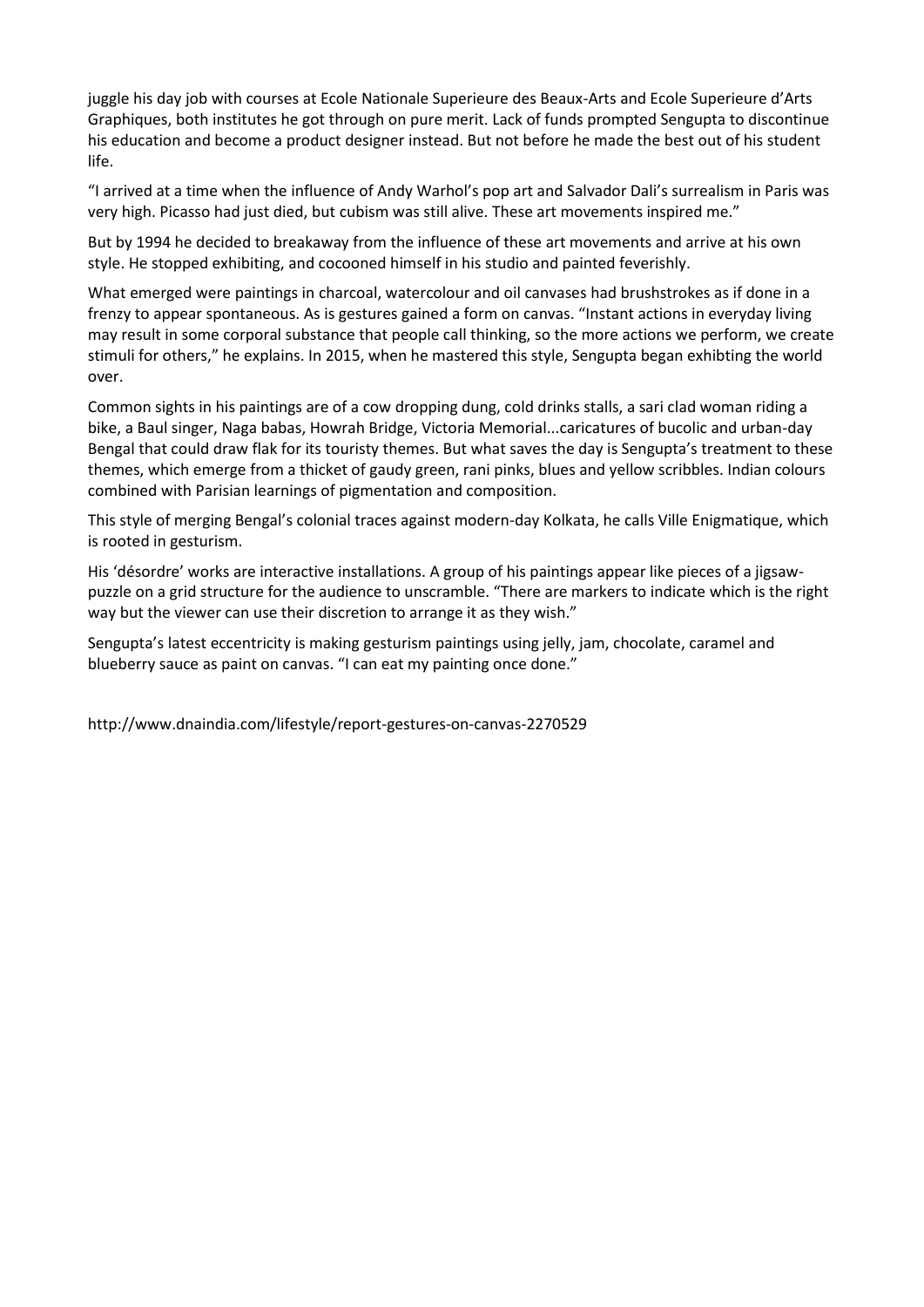juggle his day job with courses at Ecole Nationale Superieure des Beaux-Arts and Ecole Superieure d'Arts Graphiques, both institutes he got through on pure merit. Lack of funds prompted Sengupta to discontinue his education and become a product designer instead. But not before he made the best out of his student life.

"I arrived at a time when the influence of Andy Warhol's pop art and Salvador Dali's surrealism in Paris was very high. Picasso had just died, but cubism was still alive. These art movements inspired me."

But by 1994 he decided to breakaway from the influence of these art movements and arrive at his own style. He stopped exhibiting, and cocooned himself in his studio and painted feverishly.

What emerged were paintings in charcoal, watercolour and oil canvases had brushstrokes as if done in a frenzy to appear spontaneous. As is gestures gained a form on canvas. "Instant actions in everyday living may result in some corporal substance that people call thinking, so the more actions we perform, we create stimuli for others," he explains. In 2015, when he mastered this style, Sengupta began exhibting the world over.

Common sights in his paintings are of a cow dropping dung, cold drinks stalls, a sari clad woman riding a bike, a Baul singer, Naga babas, Howrah Bridge, Victoria Memorial...caricatures of bucolic and urban-day Bengal that could draw flak for its touristy themes. But what saves the day is Sengupta's treatment to these themes, which emerge from a thicket of gaudy green, rani pinks, blues and yellow scribbles. Indian colours combined with Parisian learnings of pigmentation and composition.

This style of merging Bengal's colonial traces against modern-day Kolkata, he calls Ville Enigmatique, which is rooted in gesturism.

His 'désordre' works are interactive installations. A group of his paintings appear like pieces of a jigsaw-puzzle on a grid structure for the audience to unscramble. "There are markers to indicate which is the right way but the viewer can use their discretion to arrange it as they wish."

Sengupta's latest eccentricity is making gesturism paintings using jelly, jam, chocolate, caramel and blueberry sauce as paint on canvas. "I can eat my painting once done."

http://www.dnaindia.com/lifestyle/report-gestures-on-canvas-2270529